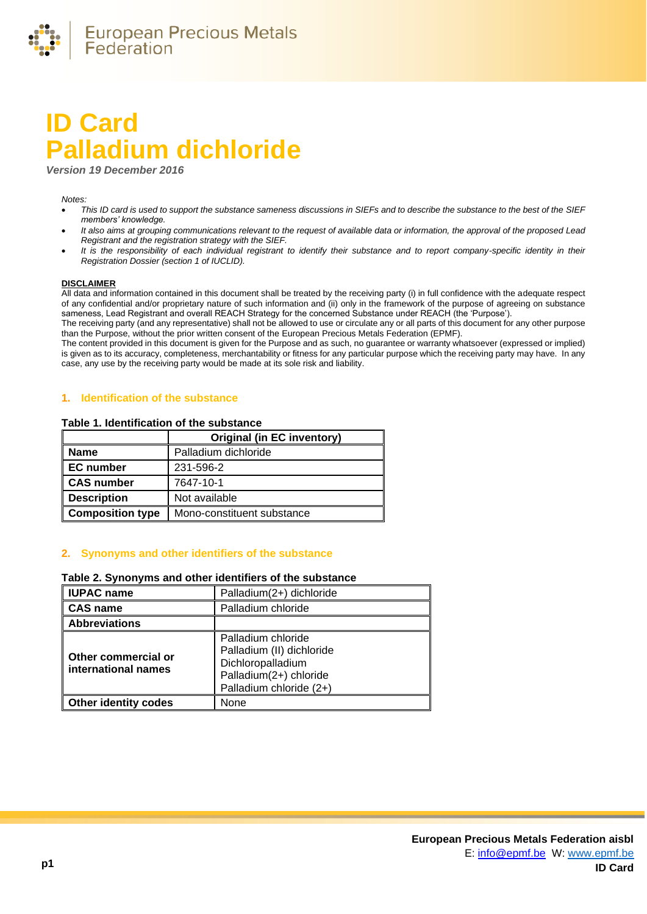# ID Card
# Palladium dichloride

*Version 19 December 2016*

*Notes:*

- *This ID card is used to support the substance sameness discussions in SIEFs and to describe the substance to the best of the SIEF members' knowledge.*
- *It also aims at grouping communications relevant to the request of available data or information, the approval of the proposed Lead Registrant and the registration strategy with the SIEF.*
- *It is the responsibility of each individual registrant to identify their substance and to report company-specific identity in their Registration Dossier (section 1 of IUCLID).*

**DISCLAIMER**

All data and information contained in this document shall be treated by the receiving party (i) in full confidence with the adequate respect of any confidential and/or proprietary nature of such information and (ii) only in the framework of the purpose of agreeing on substance sameness, Lead Registrant and overall REACH Strategy for the concerned Substance under REACH (the 'Purpose').
The receiving party (and any representative) shall not be allowed to use or circulate any or all parts of this document for any other purpose than the Purpose, without the prior written consent of the European Precious Metals Federation (EPMF).
The content provided in this document is given for the Purpose and as such, no guarantee or warranty whatsoever (expressed or implied) is given as to its accuracy, completeness, merchantability or fitness for any particular purpose which the receiving party may have. In any case, any use by the receiving party would be made at its sole risk and liability.

## 1. Identification of the substance

**Table 1. Identification of the substance**

| | **Original (in EC inventory)** |
|---|---|
| **Name** | Palladium dichloride |
| **EC number** | 231-596-2 |
| **CAS number** | 7647-10-1 |
| **Description** | Not available |
| **Composition type** | Mono-constituent substance |

## 2. Synonyms and other identifiers of the substance

**Table 2. Synonyms and other identifiers of the substance**

| | |
|---|---|
| **IUPAC name** | Palladium(2+) dichloride |
| **CAS name** | Palladium chloride |
| **Abbreviations** | |
| **Other commercial or international names** | Palladium chloride<br>Palladium (II) dichloride<br>Dichloropalladium<br>Palladium(2+) chloride<br>Palladium chloride (2+) |
| **Other identity codes** | None |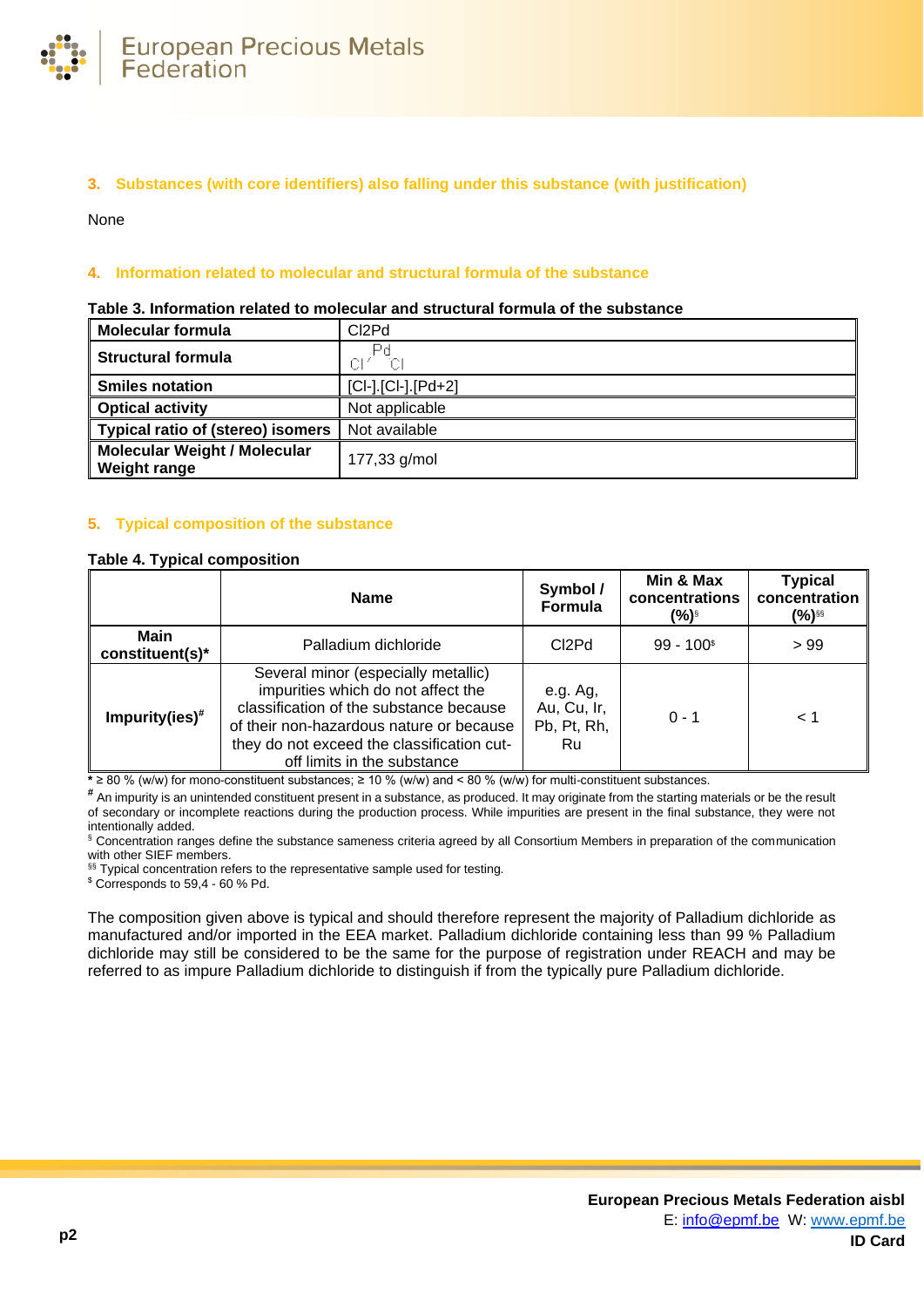## 3. Substances (with core identifiers) also falling under this substance (with justification)

None

## 4. Information related to molecular and structural formula of the substance

**Table 3. Information related to molecular and structural formula of the substance**

| Molecular formula | Cl2Pd |
|---|---|
| Structural formula | Cl Pd Cl |
| Smiles notation | [Cl-].[Cl-].[Pd+2] |
| Optical activity | Not applicable |
| Typical ratio of (stereo) isomers | Not available |
| Molecular Weight / Molecular Weight range | 177,33 g/mol |

## 5. Typical composition of the substance

**Table 4. Typical composition**

| | Name | Symbol / Formula | Min & Max concentrations (%)§ | Typical concentration (%)§§ |
|---|---|---|---|---|
| **Main constituent(s)*** | Palladium dichloride | Cl2Pd | 99 - 100$ | > 99 |
| **Impurity(ies)#** | Several minor (especially metallic) impurities which do not affect the classification of the substance because of their non-hazardous nature or because they do not exceed the classification cut-off limits in the substance | e.g. Ag, Au, Cu, Ir, Pb, Pt, Rh, Ru | 0 - 1 | < 1 |

* ≥ 80 % (w/w) for mono-constituent substances; ≥ 10 % (w/w) and < 80 % (w/w) for multi-constituent substances.

# An impurity is an unintended constituent present in a substance, as produced. It may originate from the starting materials or be the result of secondary or incomplete reactions during the production process. While impurities are present in the final substance, they were not intentionally added.

§ Concentration ranges define the substance sameness criteria agreed by all Consortium Members in preparation of the communication with other SIEF members.

§§ Typical concentration refers to the representative sample used for testing.

$ Corresponds to 59,4 - 60 % Pd.

The composition given above is typical and should therefore represent the majority of Palladium dichloride as manufactured and/or imported in the EEA market. Palladium dichloride containing less than 99 % Palladium dichloride may still be considered to be the same for the purpose of registration under REACH and may be referred to as impure Palladium dichloride to distinguish it from the typically pure Palladium dichloride.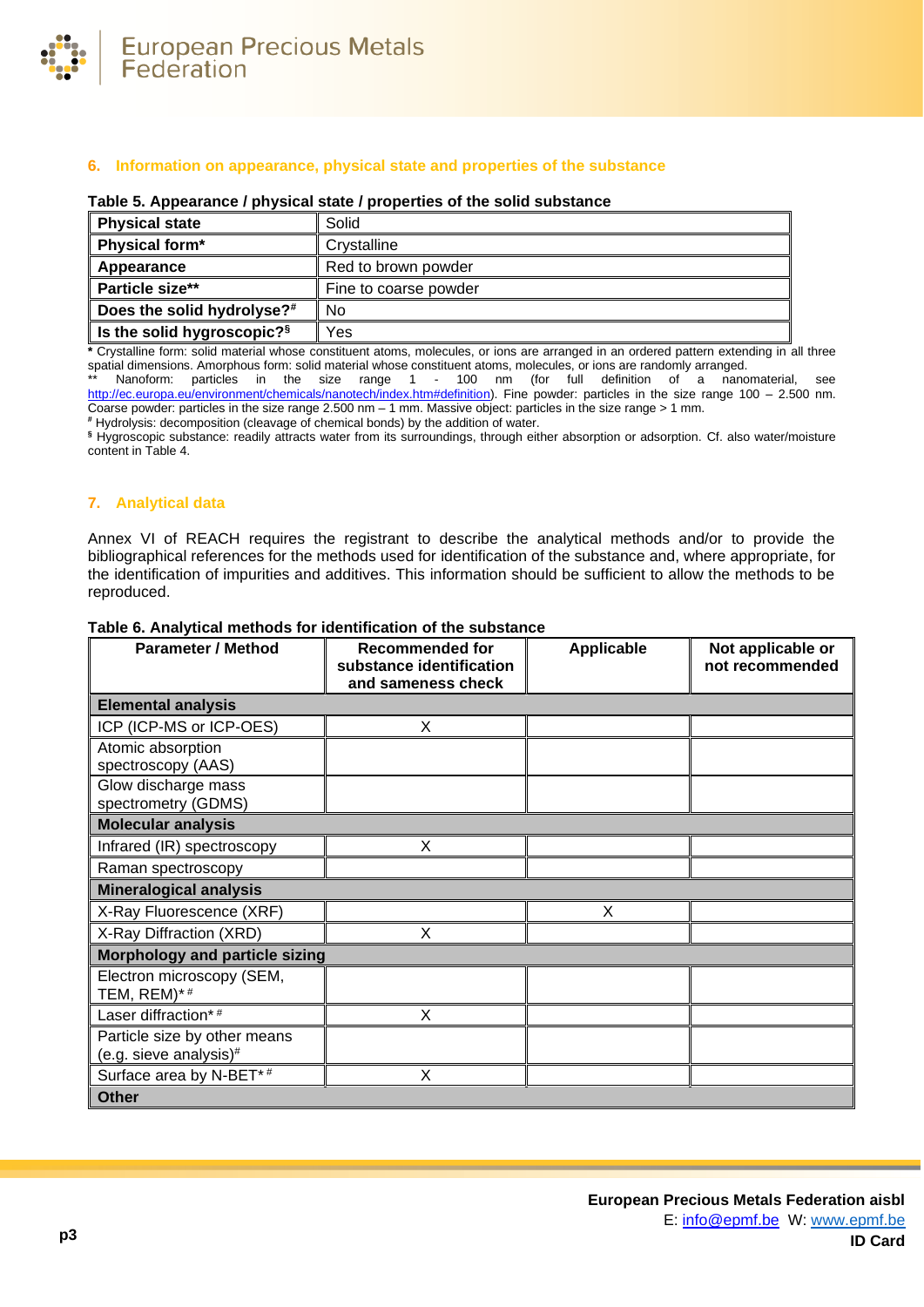## 6. Information on appearance, physical state and properties of the substance

**Table 5. Appearance / physical state / properties of the solid substance**

| | |
|---|---|
| **Physical state** | Solid |
| **Physical form*** | Crystalline |
| **Appearance** | Red to brown powder |
| **Particle size**** | Fine to coarse powder |
| **Does the solid hydrolyse?[#]** | No |
| **Is the solid hygroscopic?[§]** | Yes |

**\*** Crystalline form: solid material whose constituent atoms, molecules, or ions are arranged in an ordered pattern extending in all three spatial dimensions. Amorphous form: solid material whose constituent atoms, molecules, or ions are randomly arranged.
** Nanoform: particles in the size range 1 - 100 nm (for full definition of a nanomaterial, see http://ec.europa.eu/environment/chemicals/nanotech/index.htm#definition). Fine powder: particles in the size range 100 – 2.500 nm. Coarse powder: particles in the size range 2.500 nm – 1 mm. Massive object: particles in the size range > 1 mm.
[#] Hydrolysis: decomposition (cleavage of chemical bonds) by the addition of water.
[§] Hygroscopic substance: readily attracts water from its surroundings, through either absorption or adsorption. Cf. also water/moisture content in Table 4.

## 7. Analytical data

Annex VI of REACH requires the registrant to describe the analytical methods and/or to provide the bibliographical references for the methods used for identification of the substance and, where appropriate, for the identification of impurities and additives. This information should be sufficient to allow the methods to be reproduced.

**Table 6. Analytical methods for identification of the substance**

| Parameter / Method | Recommended for substance identification and sameness check | Applicable | Not applicable or not recommended |
|---|---|---|---|
| **Elemental analysis** | | | |
| ICP (ICP-MS or ICP-OES) | X | | |
| Atomic absorption spectroscopy (AAS) | | | |
| Glow discharge mass spectrometry (GDMS) | | | |
| **Molecular analysis** | | | |
| Infrared (IR) spectroscopy | X | | |
| Raman spectroscopy | | | |
| **Mineralogical analysis** | | | |
| X-Ray Fluorescence (XRF) | | X | |
| X-Ray Diffraction (XRD) | X | | |
| **Morphology and particle sizing** | | | |
| Electron microscopy (SEM, TEM, REM)* [#] | | | |
| Laser diffraction* [#] | X | | |
| Particle size by other means (e.g. sieve analysis)[#] | | | |
| Surface area by N-BET* [#] | X | | |
| **Other** | | | |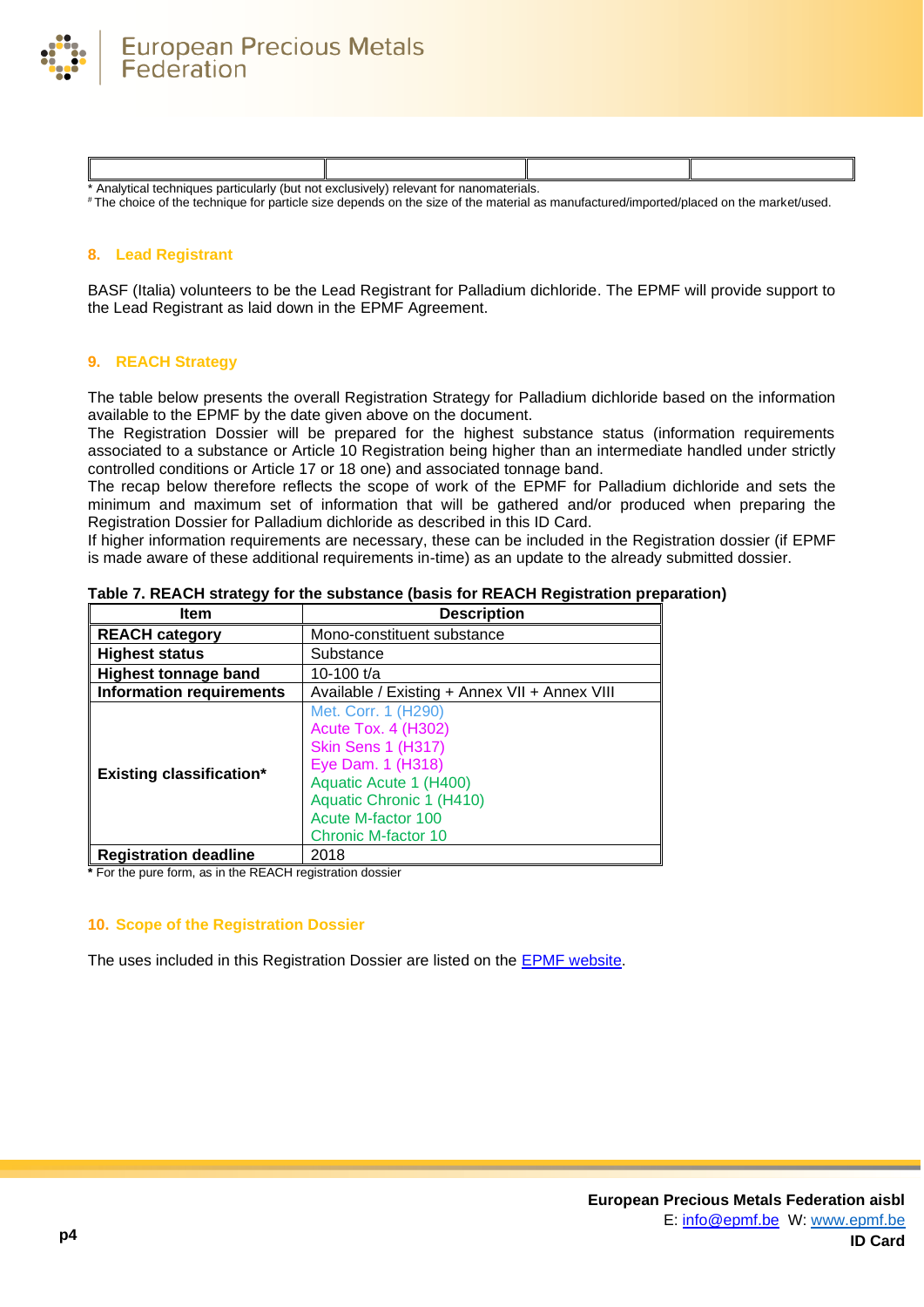| | | | |
|---|---|---|---|
| | | | |

* Analytical techniques particularly (but not exclusively) relevant for nanomaterials.
# The choice of the technique for particle size depends on the size of the material as manufactured/imported/placed on the market/used.

## 8. Lead Registrant

BASF (Italia) volunteers to be the Lead Registrant for Palladium dichloride. The EPMF will provide support to the Lead Registrant as laid down in the EPMF Agreement.

## 9. REACH Strategy

The table below presents the overall Registration Strategy for Palladium dichloride based on the information available to the EPMF by the date given above on the document.
The Registration Dossier will be prepared for the highest substance status (information requirements associated to a substance or Article 10 Registration being higher than an intermediate handled under strictly controlled conditions or Article 17 or 18 one) and associated tonnage band.
The recap below therefore reflects the scope of work of the EPMF for Palladium dichloride and sets the minimum and maximum set of information that will be gathered and/or produced when preparing the Registration Dossier for Palladium dichloride as described in this ID Card.
If higher information requirements are necessary, these can be included in the Registration dossier (if EPMF is made aware of these additional requirements in-time) as an update to the already submitted dossier.

**Table 7. REACH strategy for the substance (basis for REACH Registration preparation)**

| Item | Description |
|---|---|
| **REACH category** | Mono-constituent substance |
| **Highest status** | Substance |
| **Highest tonnage band** | 10-100 t/a |
| **Information requirements** | Available / Existing + Annex VII + Annex VIII |
| **Existing classification*** | Met. Corr. 1 (H290)<br>Acute Tox. 4 (H302)<br>Skin Sens 1 (H317)<br>Eye Dam. 1 (H318)<br>Aquatic Acute 1 (H400)<br>Aquatic Chronic 1 (H410)<br>Acute M-factor 100<br>Chronic M-factor 10 |
| **Registration deadline** | 2018 |

**\*** For the pure form, as in the REACH registration dossier

## 10. Scope of the Registration Dossier

The uses included in this Registration Dossier are listed on the EPMF website.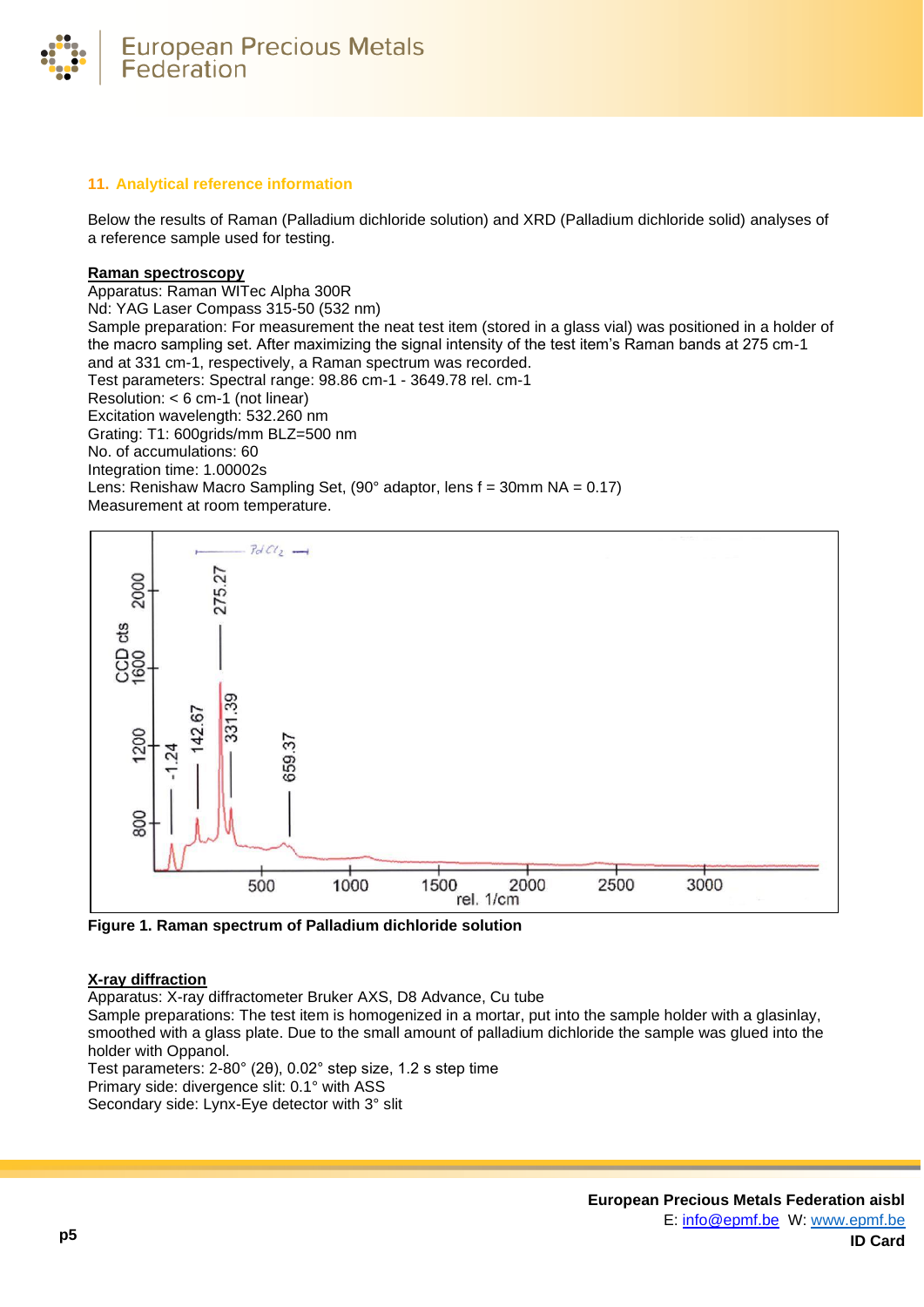## 11. Analytical reference information

Below the results of Raman (Palladium dichloride solution) and XRD (Palladium dichloride solid) analyses of a reference sample used for testing.

**Raman spectroscopy**

Apparatus: Raman WITec Alpha 300R
Nd: YAG Laser Compass 315-50 (532 nm)
Sample preparation: For measurement the neat test item (stored in a glass vial) was positioned in a holder of the macro sampling set. After maximizing the signal intensity of the test item's Raman bands at 275 cm-1 and at 331 cm-1, respectively, a Raman spectrum was recorded.
Test parameters: Spectral range: 98.86 cm-1 - 3649.78 rel. cm-1
Resolution: < 6 cm-1 (not linear)
Excitation wavelength: 532.260 nm
Grating: T1: 600grids/mm BLZ=500 nm
No. of accumulations: 60
Integration time: 1.00002s
Lens: Renishaw Macro Sampling Set, (90° adaptor, lens f = 30mm NA = 0.17)
Measurement at room temperature.

**Figure 1. Raman spectrum of Palladium dichloride solution**

**X-ray diffraction**

Apparatus: X-ray diffractometer Bruker AXS, D8 Advance, Cu tube
Sample preparations: The test item is homogenized in a mortar, put into the sample holder with a glasinlay, smoothed with a glass plate. Due to the small amount of palladium dichloride the sample was glued into the holder with Oppanol.
Test parameters: 2-80° (2θ), 0.02° step size, 1.2 s step time
Primary side: divergence slit: 0.1° with ASS
Secondary side: Lynx-Eye detector with 3° slit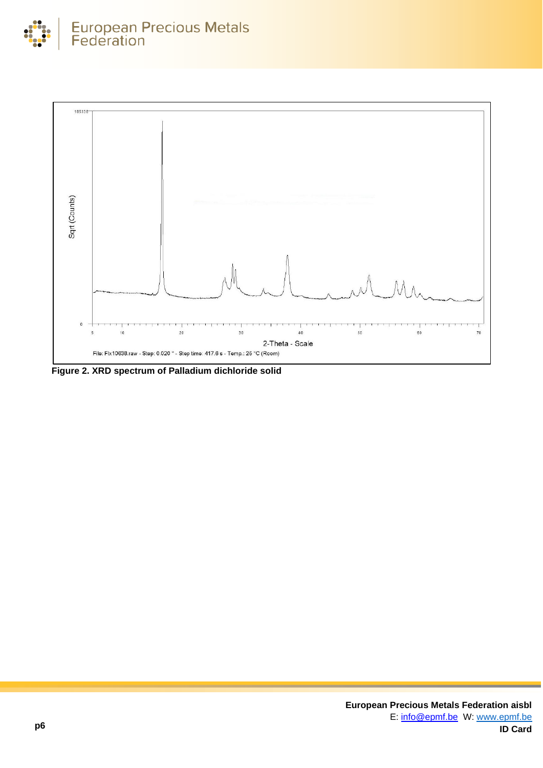185338

Sqrt (Counts)

0

5 10 20 30 40 50 60 70

2-Theta - Scale

File: Flx10638.raw - Step: 0.020 ° - Step time: 417.6 s - Temp.: 25 °C (Room)

**Figure 2. XRD spectrum of Palladium dichloride solid**